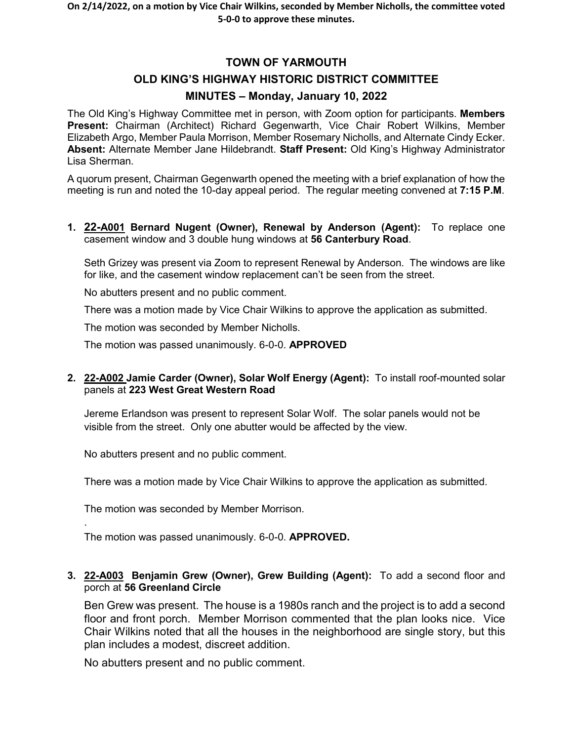**On 2/14/2022, on a motion by Vice Chair Wilkins, seconded by Member Nicholls, the committee voted 5-0-0 to approve these minutes.**

# TOWN OF YARMOUTH

## OLD KING'S HIGHWAY HISTORIC DISTRICT COMMITTEE

## MINUTES – Monday, January 10, 2022

The Old King's Highway Committee met in person, with Zoom option for participants. **Members Present:** Chairman (Architect) Richard Gegenwarth, Vice Chair Robert Wilkins, Member Elizabeth Argo, Member Paula Morrison, Member Rosemary Nicholls, and Alternate Cindy Ecker. **Absent:** Alternate Member Jane Hildebrandt. **Staff Present:** Old King's Highway Administrator Lisa Sherman.

A quorum present, Chairman Gegenwarth opened the meeting with a brief explanation of how the meeting is run and noted the 10-day appeal period. The regular meeting convened at **7:15 P.M**.

1. **22-A001 Bernard Nugent (Owner), Renewal by Anderson (Agent):** To replace one casement window and 3 double hung windows at **56 Canterbury Road**.

   Seth Grizey was present via Zoom to represent Renewal by Anderson. The windows are like for like, and the casement window replacement can't be seen from the street.

   No abutters present and no public comment.

   There was a motion made by Vice Chair Wilkins to approve the application as submitted.

   The motion was seconded by Member Nicholls.

   The motion was passed unanimously. 6-0-0. **APPROVED**

2. **22-A002 Jamie Carder (Owner), Solar Wolf Energy (Agent):** To install roof-mounted solar panels at **223 West Great Western Road**

   Jereme Erlandson was present to represent Solar Wolf. The solar panels would not be visible from the street. Only one abutter would be affected by the view.

   No abutters present and no public comment.

   There was a motion made by Vice Chair Wilkins to approve the application as submitted.

   The motion was seconded by Member Morrison.

   .

   The motion was passed unanimously. 6-0-0. **APPROVED.**

3. **22-A003 Benjamin Grew (Owner), Grew Building (Agent):** To add a second floor and porch at **56 Greenland Circle**

   Ben Grew was present. The house is a 1980s ranch and the project is to add a second floor and front porch. Member Morrison commented that the plan looks nice. Vice Chair Wilkins noted that all the houses in the neighborhood are single story, but this plan includes a modest, discreet addition.

   No abutters present and no public comment.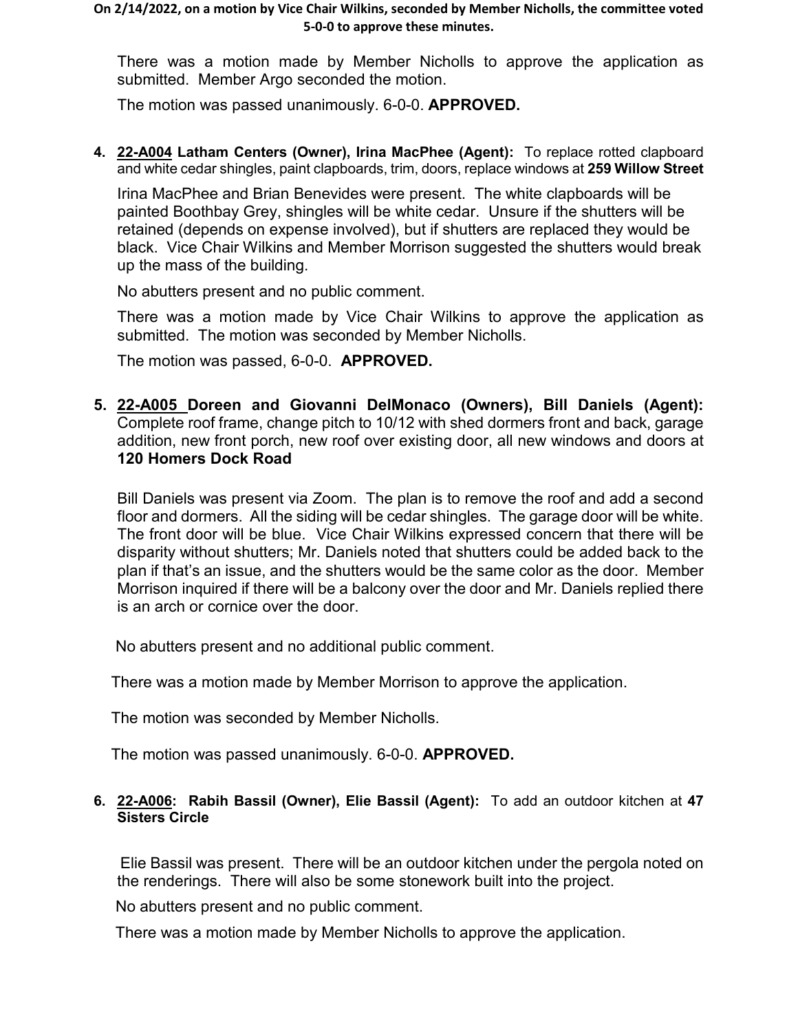**On 2/14/2022, on a motion by Vice Chair Wilkins, seconded by Member Nicholls, the committee voted 5-0-0 to approve these minutes.**

There was a motion made by Member Nicholls to approve the application as submitted. Member Argo seconded the motion.

The motion was passed unanimously. 6-0-0. **APPROVED.**

4. **22-A004 Latham Centers (Owner), Irina MacPhee (Agent):** To replace rotted clapboard and white cedar shingles, paint clapboards, trim, doors, replace windows at **259 Willow Street**

   Irina MacPhee and Brian Benevides were present. The white clapboards will be painted Boothbay Grey, shingles will be white cedar. Unsure if the shutters will be retained (depends on expense involved), but if shutters are replaced they would be black. Vice Chair Wilkins and Member Morrison suggested the shutters would break up the mass of the building.

   No abutters present and no public comment.

   There was a motion made by Vice Chair Wilkins to approve the application as submitted. The motion was seconded by Member Nicholls.

   The motion was passed, 6-0-0. **APPROVED.**

5. **22-A005 Doreen and Giovanni DelMonaco (Owners), Bill Daniels (Agent):** Complete roof frame, change pitch to 10/12 with shed dormers front and back, garage addition, new front porch, new roof over existing door, all new windows and doors at **120 Homers Dock Road**

   Bill Daniels was present via Zoom. The plan is to remove the roof and add a second floor and dormers. All the siding will be cedar shingles. The garage door will be white. The front door will be blue. Vice Chair Wilkins expressed concern that there will be disparity without shutters; Mr. Daniels noted that shutters could be added back to the plan if that's an issue, and the shutters would be the same color as the door. Member Morrison inquired if there will be a balcony over the door and Mr. Daniels replied there is an arch or cornice over the door.

   No abutters present and no additional public comment.

   There was a motion made by Member Morrison to approve the application.

   The motion was seconded by Member Nicholls.

   The motion was passed unanimously. 6-0-0. **APPROVED.**

6. **22-A006: Rabih Bassil (Owner), Elie Bassil (Agent):** To add an outdoor kitchen at **47 Sisters Circle**

   Elie Bassil was present. There will be an outdoor kitchen under the pergola noted on the renderings. There will also be some stonework built into the project.

   No abutters present and no public comment.

   There was a motion made by Member Nicholls to approve the application.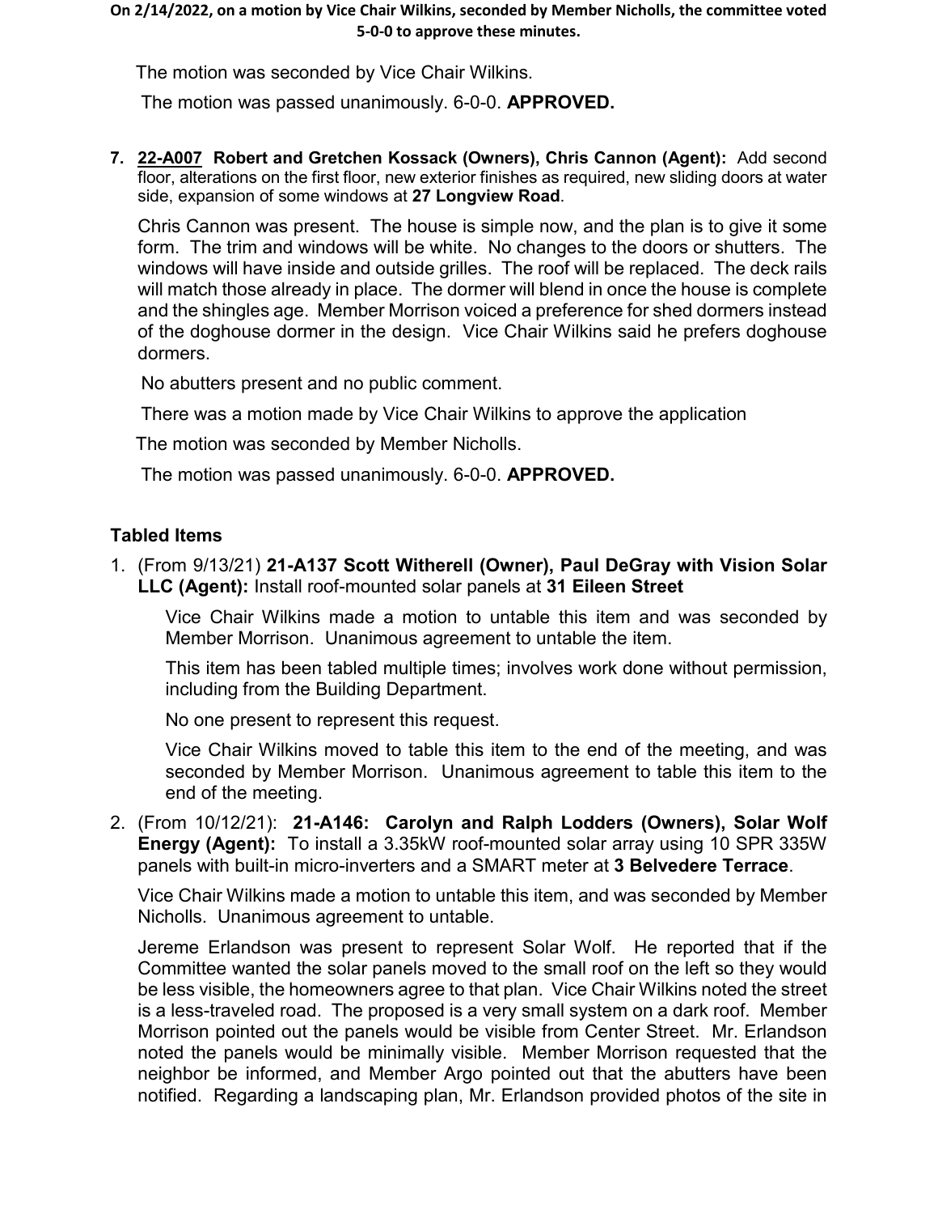**On 2/14/2022, on a motion by Vice Chair Wilkins, seconded by Member Nicholls, the committee voted 5-0-0 to approve these minutes.**

The motion was seconded by Vice Chair Wilkins.

The motion was passed unanimously. 6-0-0. **APPROVED.**

7. **22-A007 Robert and Gretchen Kossack (Owners), Chris Cannon (Agent):** Add second floor, alterations on the first floor, new exterior finishes as required, new sliding doors at water side, expansion of some windows at **27 Longview Road**.

   Chris Cannon was present. The house is simple now, and the plan is to give it some form. The trim and windows will be white. No changes to the doors or shutters. The windows will have inside and outside grilles. The roof will be replaced. The deck rails will match those already in place. The dormer will blend in once the house is complete and the shingles age. Member Morrison voiced a preference for shed dormers instead of the doghouse dormer in the design. Vice Chair Wilkins said he prefers doghouse dormers.

   No abutters present and no public comment.

   There was a motion made by Vice Chair Wilkins to approve the application

   The motion was seconded by Member Nicholls.

   The motion was passed unanimously. 6-0-0. **APPROVED.**

## Tabled Items

1. (From 9/13/21) **21-A137 Scott Witherell (Owner), Paul DeGray with Vision Solar LLC (Agent):** Install roof-mounted solar panels at **31 Eileen Street**

   Vice Chair Wilkins made a motion to untable this item and was seconded by Member Morrison. Unanimous agreement to untable the item.

   This item has been tabled multiple times; involves work done without permission, including from the Building Department.

   No one present to represent this request.

   Vice Chair Wilkins moved to table this item to the end of the meeting, and was seconded by Member Morrison. Unanimous agreement to table this item to the end of the meeting.

2. (From 10/12/21): **21-A146: Carolyn and Ralph Lodders (Owners), Solar Wolf Energy (Agent):** To install a 3.35kW roof-mounted solar array using 10 SPR 335W panels with built-in micro-inverters and a SMART meter at **3 Belvedere Terrace**.

   Vice Chair Wilkins made a motion to untable this item, and was seconded by Member Nicholls. Unanimous agreement to untable.

   Jereme Erlandson was present to represent Solar Wolf. He reported that if the Committee wanted the solar panels moved to the small roof on the left so they would be less visible, the homeowners agree to that plan. Vice Chair Wilkins noted the street is a less-traveled road. The proposed is a very small system on a dark roof. Member Morrison pointed out the panels would be visible from Center Street. Mr. Erlandson noted the panels would be minimally visible. Member Morrison requested that the neighbor be informed, and Member Argo pointed out that the abutters have been notified. Regarding a landscaping plan, Mr. Erlandson provided photos of the site in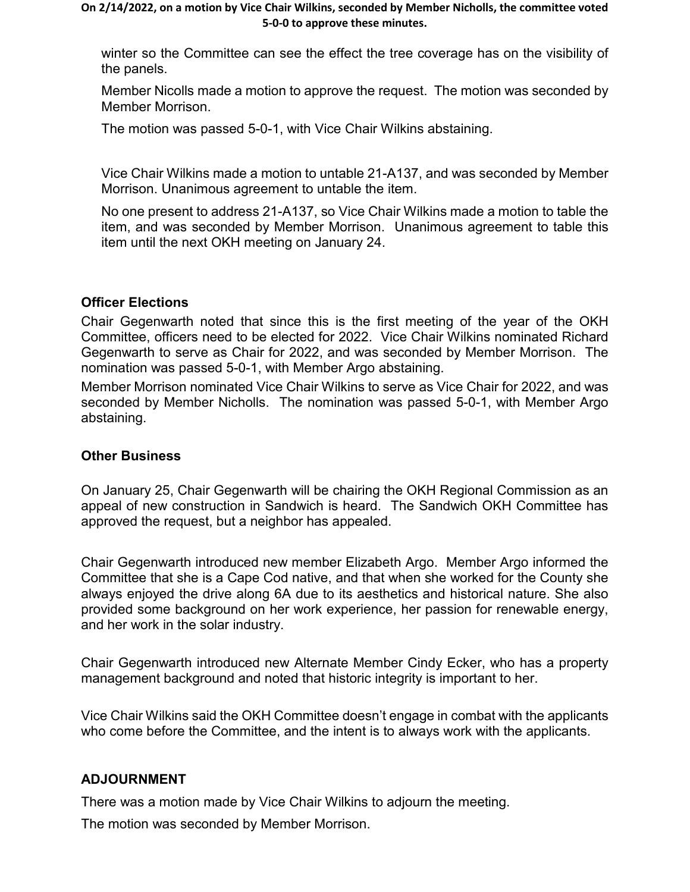**On 2/14/2022, on a motion by Vice Chair Wilkins, seconded by Member Nicholls, the committee voted 5-0-0 to approve these minutes.**

winter so the Committee can see the effect the tree coverage has on the visibility of the panels.

Member Nicolls made a motion to approve the request. The motion was seconded by Member Morrison.

The motion was passed 5-0-1, with Vice Chair Wilkins abstaining.

Vice Chair Wilkins made a motion to untable 21-A137, and was seconded by Member Morrison. Unanimous agreement to untable the item.

No one present to address 21-A137, so Vice Chair Wilkins made a motion to table the item, and was seconded by Member Morrison. Unanimous agreement to table this item until the next OKH meeting on January 24.

### Officer Elections

Chair Gegenwarth noted that since this is the first meeting of the year of the OKH Committee, officers need to be elected for 2022. Vice Chair Wilkins nominated Richard Gegenwarth to serve as Chair for 2022, and was seconded by Member Morrison. The nomination was passed 5-0-1, with Member Argo abstaining.

Member Morrison nominated Vice Chair Wilkins to serve as Vice Chair for 2022, and was seconded by Member Nicholls. The nomination was passed 5-0-1, with Member Argo abstaining.

### Other Business

On January 25, Chair Gegenwarth will be chairing the OKH Regional Commission as an appeal of new construction in Sandwich is heard. The Sandwich OKH Committee has approved the request, but a neighbor has appealed.

Chair Gegenwarth introduced new member Elizabeth Argo. Member Argo informed the Committee that she is a Cape Cod native, and that when she worked for the County she always enjoyed the drive along 6A due to its aesthetics and historical nature. She also provided some background on her work experience, her passion for renewable energy, and her work in the solar industry.

Chair Gegenwarth introduced new Alternate Member Cindy Ecker, who has a property management background and noted that historic integrity is important to her.

Vice Chair Wilkins said the OKH Committee doesn't engage in combat with the applicants who come before the Committee, and the intent is to always work with the applicants.

### ADJOURNMENT

There was a motion made by Vice Chair Wilkins to adjourn the meeting.

The motion was seconded by Member Morrison.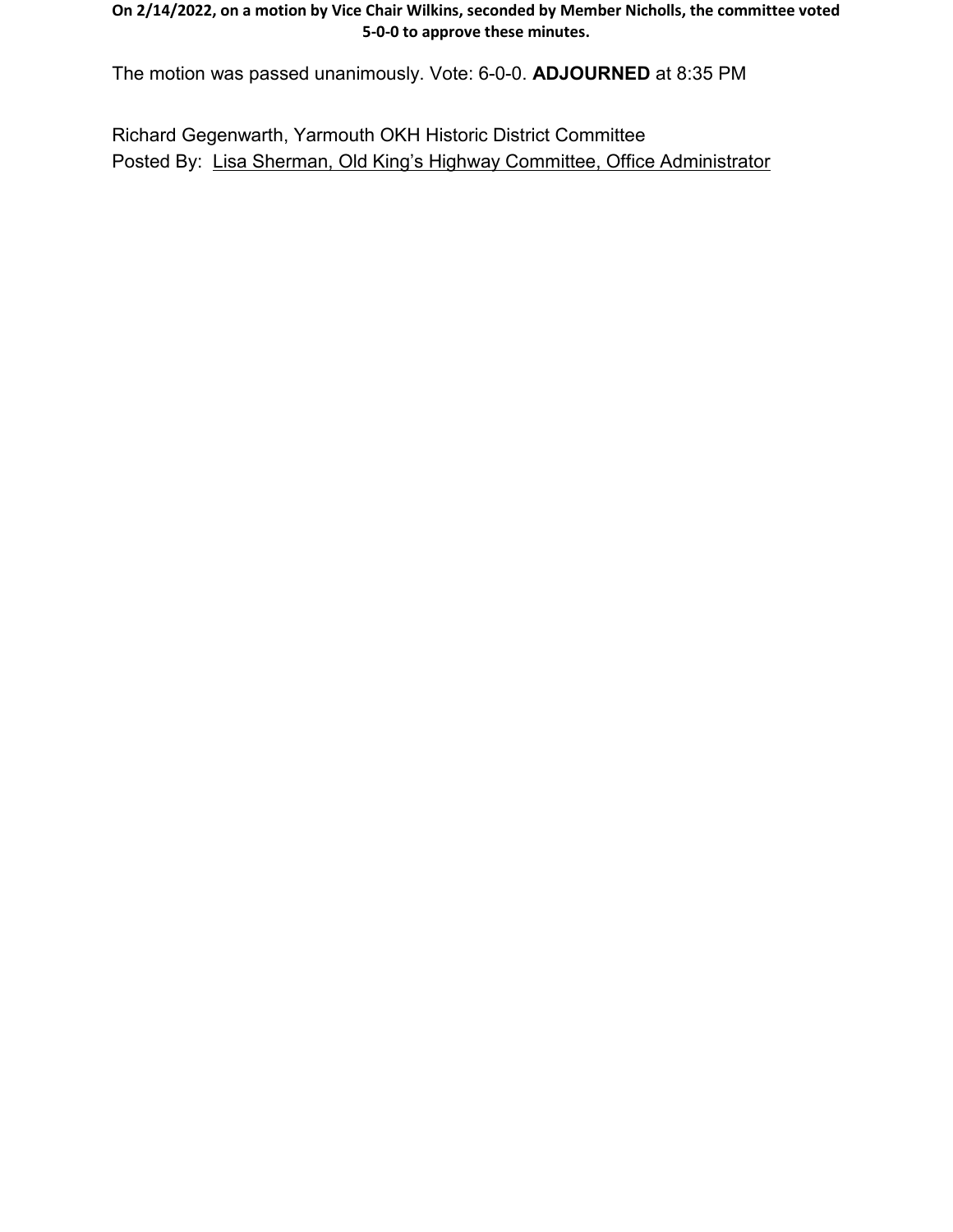**On 2/14/2022, on a motion by Vice Chair Wilkins, seconded by Member Nicholls, the committee voted 5-0-0 to approve these minutes.**

The motion was passed unanimously. Vote: 6-0-0. **ADJOURNED** at 8:35 PM

Richard Gegenwarth, Yarmouth OKH Historic District Committee
Posted By: Lisa Sherman, Old King's Highway Committee, Office Administrator